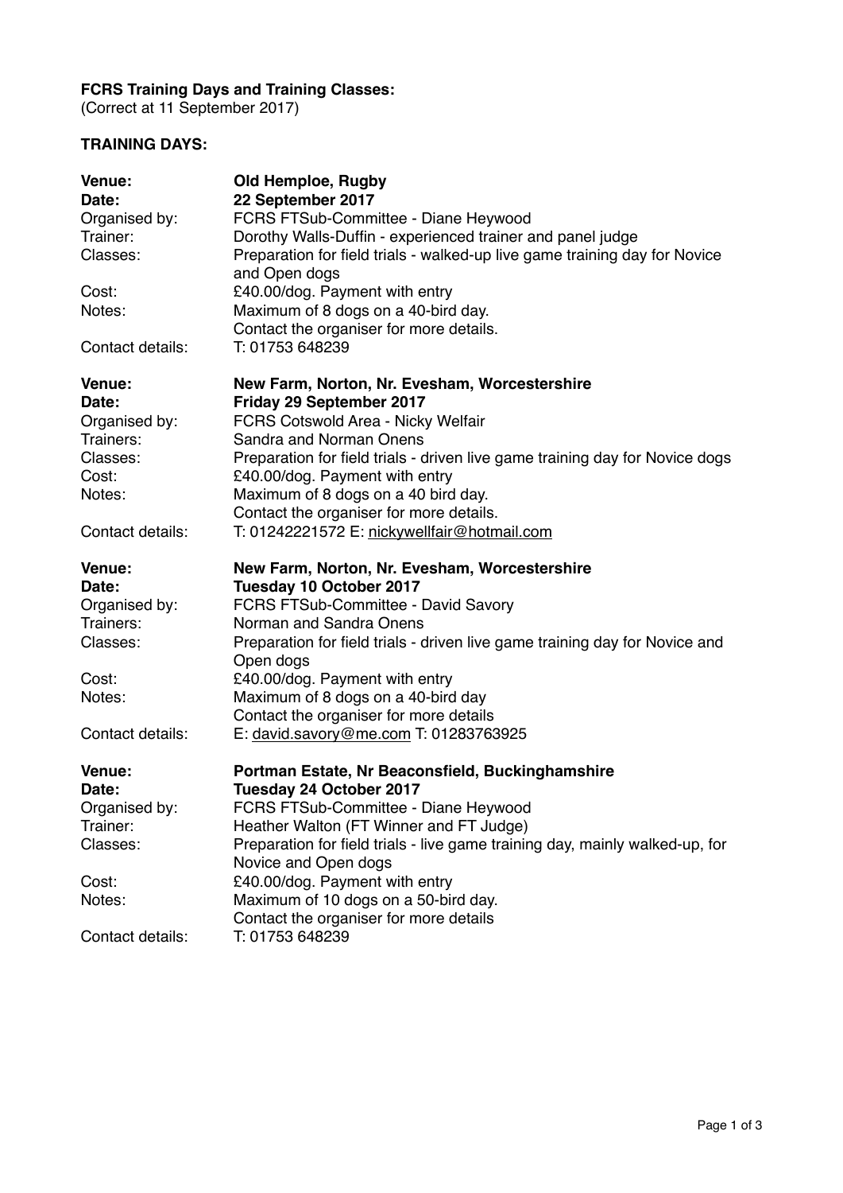**FCRS Training Days and Training Classes:**
(Correct at 11 September 2017)

**TRAINING DAYS:**

| | |
|---|---|
| **Venue:** | **Old Hemploe, Rugby** |
| **Date:** | **22 September 2017** |
| Organised by: | FCRS FTSub-Committee - Diane Heywood |
| Trainer: | Dorothy Walls-Duffin - experienced trainer and panel judge |
| Classes: | Preparation for field trials - walked-up live game training day for Novice and Open dogs |
| Cost: | £40.00/dog. Payment with entry |
| Notes: | Maximum of 8 dogs on a 40-bird day.<br>Contact the organiser for more details. |
| Contact details: | T: 01753 648239 |

| | |
|---|---|
| **Venue:** | **New Farm, Norton, Nr. Evesham, Worcestershire** |
| **Date:** | **Friday 29 September 2017** |
| Organised by: | FCRS Cotswold Area - Nicky Welfair |
| Trainers: | Sandra and Norman Onens |
| Classes: | Preparation for field trials - driven live game training day for Novice dogs |
| Cost: | £40.00/dog. Payment with entry |
| Notes: | Maximum of 8 dogs on a 40 bird day.<br>Contact the organiser for more details. |
| Contact details: | T: 01242221572 E: nickywellfair@hotmail.com |

| | |
|---|---|
| **Venue:** | **New Farm, Norton, Nr. Evesham, Worcestershire** |
| **Date:** | **Tuesday 10 October 2017** |
| Organised by: | FCRS FTSub-Committee - David Savory |
| Trainers: | Norman and Sandra Onens |
| Classes: | Preparation for field trials - driven live game training day for Novice and Open dogs |
| Cost: | £40.00/dog. Payment with entry |
| Notes: | Maximum of 8 dogs on a 40-bird day<br>Contact the organiser for more details |
| Contact details: | E: david.savory@me.com T: 01283763925 |

| | |
|---|---|
| **Venue:** | **Portman Estate, Nr Beaconsfield, Buckinghamshire** |
| **Date:** | **Tuesday 24 October 2017** |
| Organised by: | FCRS FTSub-Committee - Diane Heywood |
| Trainer: | Heather Walton (FT Winner and FT Judge) |
| Classes: | Preparation for field trials - live game training day, mainly walked-up, for Novice and Open dogs |
| Cost: | £40.00/dog. Payment with entry |
| Notes: | Maximum of 10 dogs on a 50-bird day.<br>Contact the organiser for more details |
| Contact details: | T: 01753 648239 |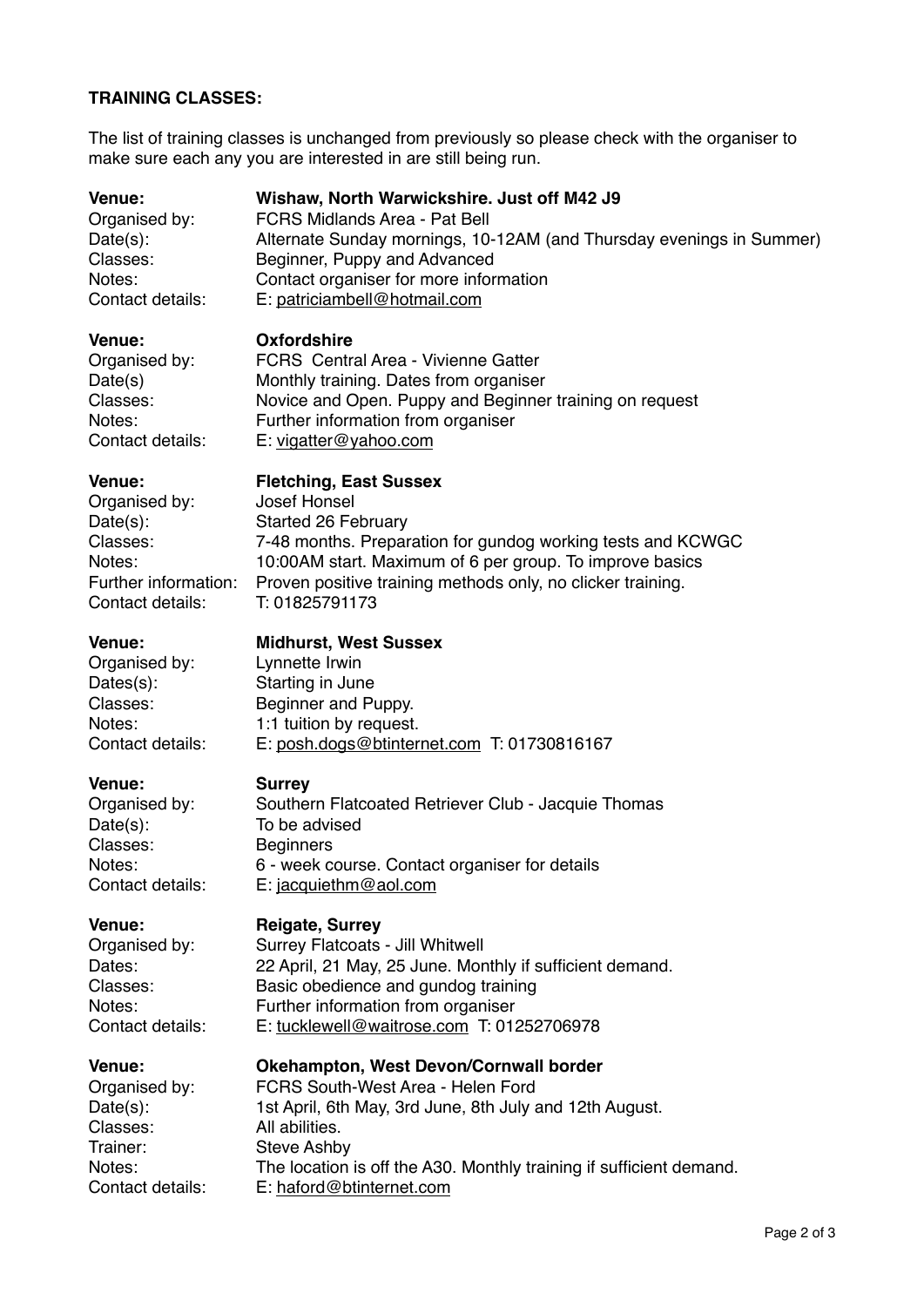**TRAINING CLASSES:**

The list of training classes is unchanged from previously so please check with the organiser to make sure each any you are interested in are still being run.

| | |
|---|---|
| **Venue:** | **Wishaw, North Warwickshire. Just off M42 J9** |
| Organised by: | FCRS Midlands Area - Pat Bell |
| Date(s): | Alternate Sunday mornings, 10-12AM (and Thursday evenings in Summer) |
| Classes: | Beginner, Puppy and Advanced |
| Notes: | Contact organiser for more information |
| Contact details: | E: patriciambell@hotmail.com |

| | |
|---|---|
| **Venue:** | **Oxfordshire** |
| Organised by: | FCRS Central Area - Vivienne Gatter |
| Date(s) | Monthly training. Dates from organiser |
| Classes: | Novice and Open. Puppy and Beginner training on request |
| Notes: | Further information from organiser |
| Contact details: | E: vigatter@yahoo.com |

| | |
|---|---|
| **Venue:** | **Fletching, East Sussex** |
| Organised by: | Josef Honsel |
| Date(s): | Started 26 February |
| Classes: | 7-48 months. Preparation for gundog working tests and KCWGC |
| Notes: | 10:00AM start. Maximum of 6 per group. To improve basics |
| Further information: | Proven positive training methods only, no clicker training. |
| Contact details: | T: 01825791173 |

| | |
|---|---|
| **Venue:** | **Midhurst, West Sussex** |
| Organised by: | Lynnette Irwin |
| Dates(s): | Starting in June |
| Classes: | Beginner and Puppy. |
| Notes: | 1:1 tuition by request. |
| Contact details: | E: posh.dogs@btinternet.com T: 01730816167 |

| | |
|---|---|
| **Venue:** | **Surrey** |
| Organised by: | Southern Flatcoated Retriever Club - Jacquie Thomas |
| Date(s): | To be advised |
| Classes: | Beginners |
| Notes: | 6 - week course. Contact organiser for details |
| Contact details: | E: jacquiethm@aol.com |

| | |
|---|---|
| **Venue:** | **Reigate, Surrey** |
| Organised by: | Surrey Flatcoats - Jill Whitwell |
| Dates: | 22 April, 21 May, 25 June. Monthly if sufficient demand. |
| Classes: | Basic obedience and gundog training |
| Notes: | Further information from organiser |
| Contact details: | E: tucklewell@waitrose.com T: 01252706978 |

| | |
|---|---|
| **Venue:** | **Okehampton, West Devon/Cornwall border** |
| Organised by: | FCRS South-West Area - Helen Ford |
| Date(s): | 1st April, 6th May, 3rd June, 8th July and 12th August. |
| Classes: | All abilities. |
| Trainer: | Steve Ashby |
| Notes: | The location is off the A30. Monthly training if sufficient demand. |
| Contact details: | E: haford@btinternet.com |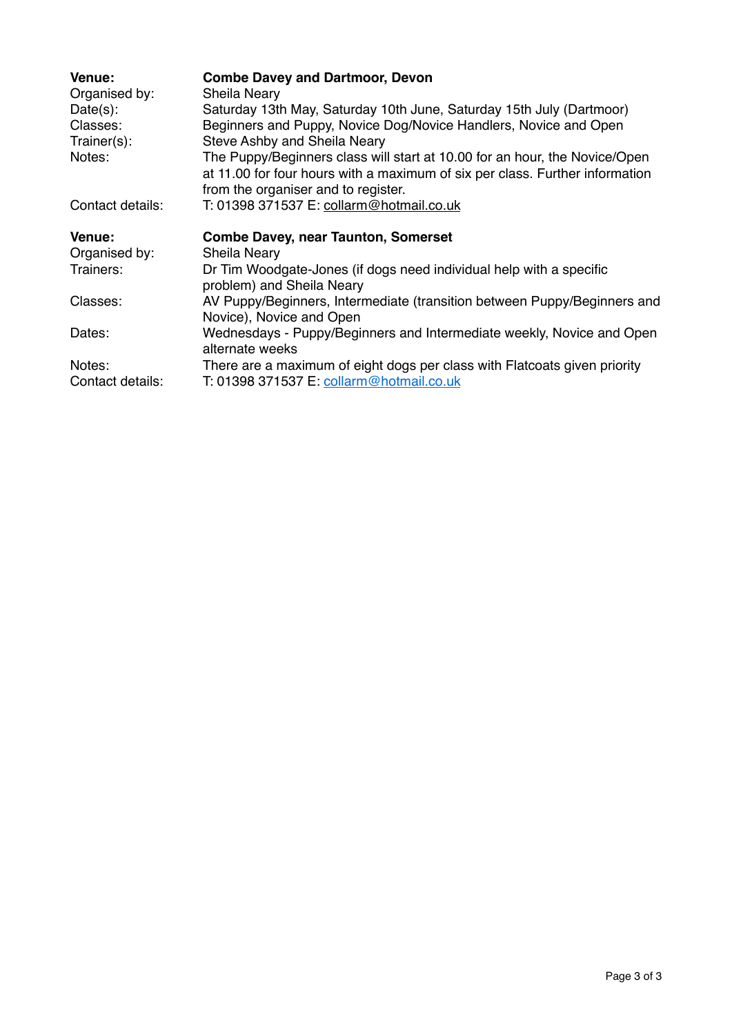| | |
|---|---|
| **Venue:** | **Combe Davey and Dartmoor, Devon** |
| Organised by: | Sheila Neary |
| Date(s): | Saturday 13th May, Saturday 10th June, Saturday 15th July (Dartmoor) |
| Classes: | Beginners and Puppy, Novice Dog/Novice Handlers, Novice and Open |
| Trainer(s): | Steve Ashby and Sheila Neary |
| Notes: | The Puppy/Beginners class will start at 10.00 for an hour, the Novice/Open at 11.00 for four hours with a maximum of six per class. Further information from the organiser and to register. |
| Contact details: | T: 01398 371537 E: collarm@hotmail.co.uk |

| | |
|---|---|
| **Venue:** | **Combe Davey, near Taunton, Somerset** |
| Organised by: | Sheila Neary |
| Trainers: | Dr Tim Woodgate-Jones (if dogs need individual help with a specific problem) and Sheila Neary |
| Classes: | AV Puppy/Beginners, Intermediate (transition between Puppy/Beginners and Novice), Novice and Open |
| Dates: | Wednesdays - Puppy/Beginners and Intermediate weekly, Novice and Open alternate weeks |
| Notes: | There are a maximum of eight dogs per class with Flatcoats given priority |
| Contact details: | T: 01398 371537 E: collarm@hotmail.co.uk |